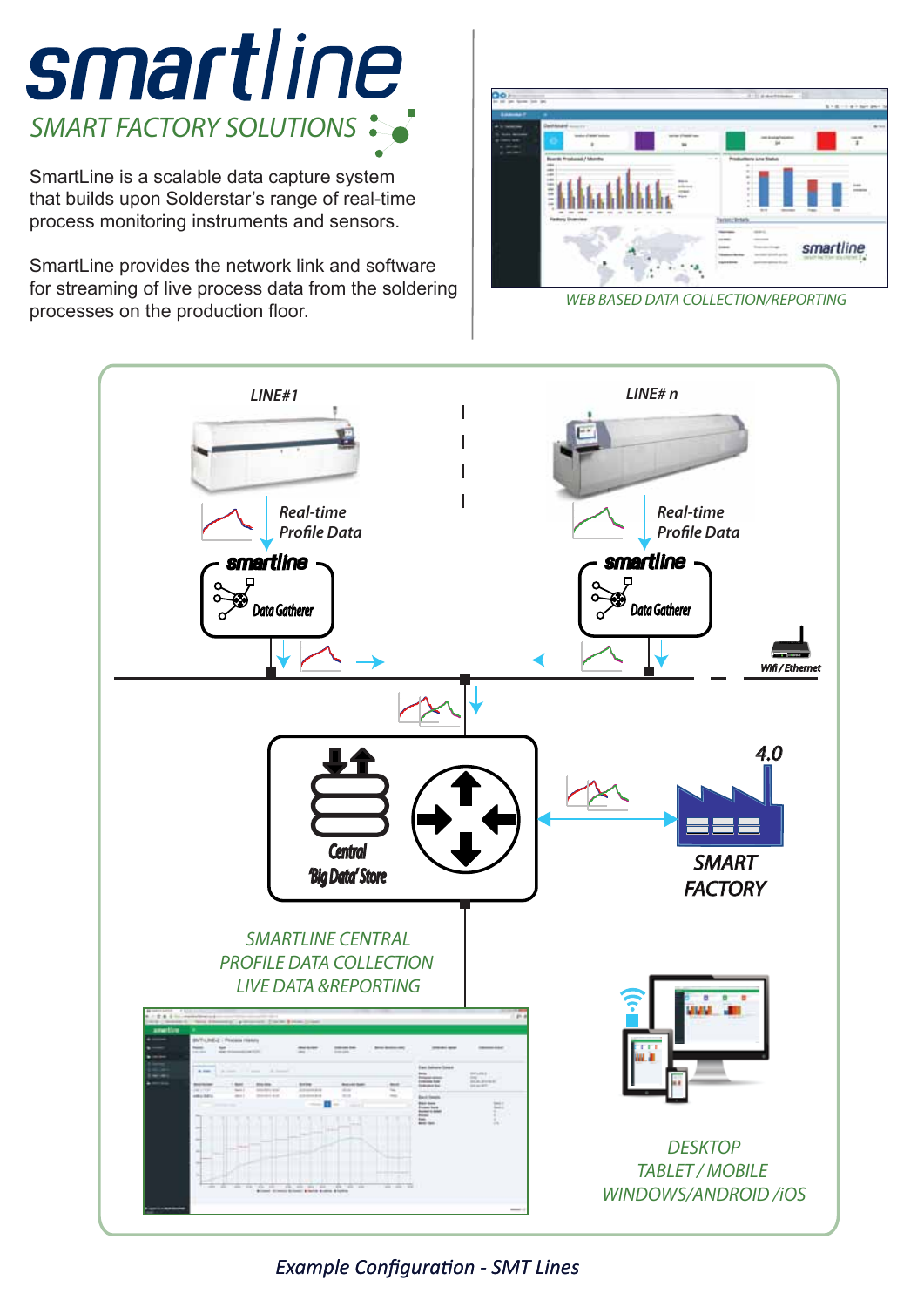# smartline

## SMART FACTORY SOLUTIONS

SmartLine is a scalable data capture system that builds upon Solderstar's range of real-time process monitoring instruments and sensors.

SmartLine provides the network link and software for streaming of live process data from the soldering processes on the production floor.

*WEB BASED DATA COLLECTION/REPORTING*

LINE#1

Real-time Profile Data

smartline Data Gatherer

LINE# n

Real-time Profile Data

smartline Data Gatherer

Wifi / Ethernet

Central 'Big Data' Store

4.0

SMART FACTORY

*SMARTLINE CENTRAL PROFILE DATA COLLECTION LIVE DATA &REPORTING*

*DESKTOP TABLET / MOBILE WINDOWS/ANDROID /iOS*

*Example Configuration - SMT Lines*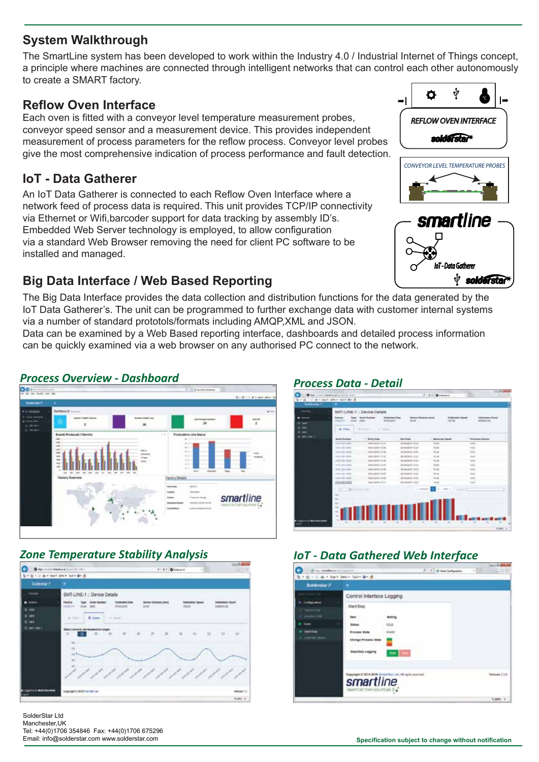## System Walkthrough

The SmartLine system has been developed to work within the Industry 4.0 / Industrial Internet of Things concept, a principle where machines are connected through intelligent networks that can control each other autonomously to create a SMART factory.

## Reflow Oven Interface

Each oven is fitted with a conveyor level temperature measurement probes, conveyor speed sensor and a measurement device. This provides independent measurement of process parameters for the reflow process. Conveyor level probes give the most comprehensive indication of process performance and fault detection.

REFLOW OVEN INTERFACE

solderstar

CONVEYOR LEVEL TEMPERATURE PROBES

## IoT - Data Gatherer

An IoT Data Gatherer is connected to each Reflow Oven Interface where a network feed of process data is required. This unit provides TCP/IP connectivity via Ethernet or Wifi,barcoder support for data tracking by assembly ID's. Embedded Web Server technology is employed, to allow configuration via a standard Web Browser removing the need for client PC software to be installed and managed.

smartline

IoT - Data Gatherer

solderstar

## Big Data Interface / Web Based Reporting

The Big Data Interface provides the data collection and distribution functions for the data generated by the IoT Data Gatherer's. The unit can be programmed to further exchange data with customer internal systems via a number of standard prototols/formats including AMQP,XML and JSON.
Data can be examined by a Web Based reporting interface, dashboards and detailed process information can be quickly examined via a web browser on any authorised PC connect to the network.

### *Process Overview - Dashboard*

### *Process Data - Detail*

### *Zone Temperature Stability Analysis*

### *IoT - Data Gathered Web Interface*

SolderStar Ltd
Manchester,UK
Tel: +44(0)1706 354846 Fax: +44(0)1706 675296
Email: info@solderstar.com www.solderstar.com

**Specification subject to change without notification**